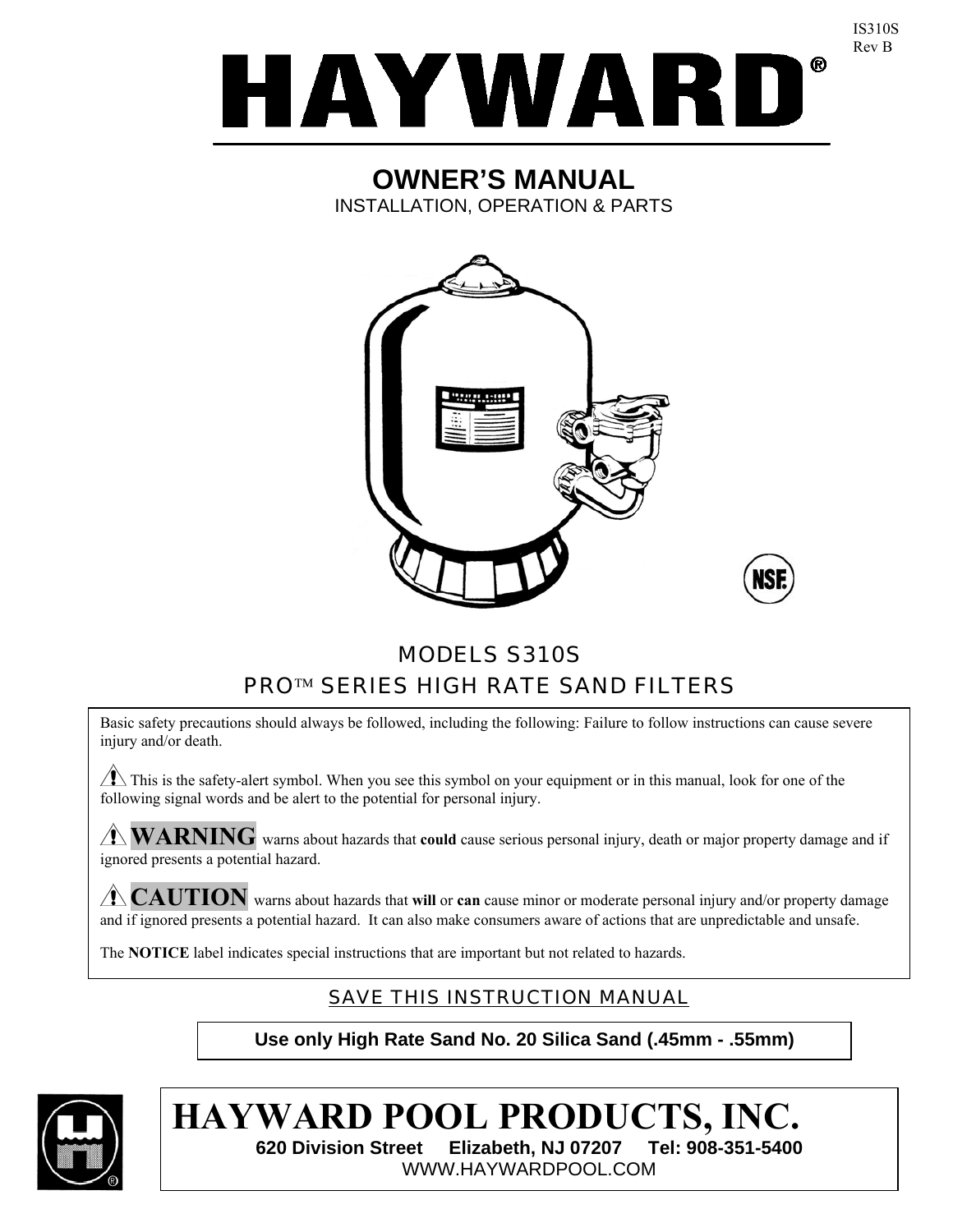IS310S
Rev B

# HAYWARD®

## OWNER'S MANUAL

INSTALLATION, OPERATION & PARTS

## MODELS S310S

## PRO™ SERIES HIGH RATE SAND FILTERS

Basic safety precautions should always be followed, including the following: Failure to follow instructions can cause severe injury and/or death.

⚠ This is the safety-alert symbol. When you see this symbol on your equipment or in this manual, look for one of the following signal words and be alert to the potential for personal injury.

⚠ **WARNING** warns about hazards that **could** cause serious personal injury, death or major property damage and if ignored presents a potential hazard.

⚠ **CAUTION** warns about hazards that **will** or **can** cause minor or moderate personal injury and/or property damage and if ignored presents a potential hazard. It can also make consumers aware of actions that are unpredictable and unsafe.

The **NOTICE** label indicates special instructions that are important but not related to hazards.

SAVE THIS INSTRUCTION MANUAL

**Use only High Rate Sand No. 20 Silica Sand (.45mm - .55mm)**

# HAYWARD POOL PRODUCTS, INC.

**620 Division Street Elizabeth, NJ 07207 Tel: 908-351-5400**

WWW.HAYWARDPOOL.COM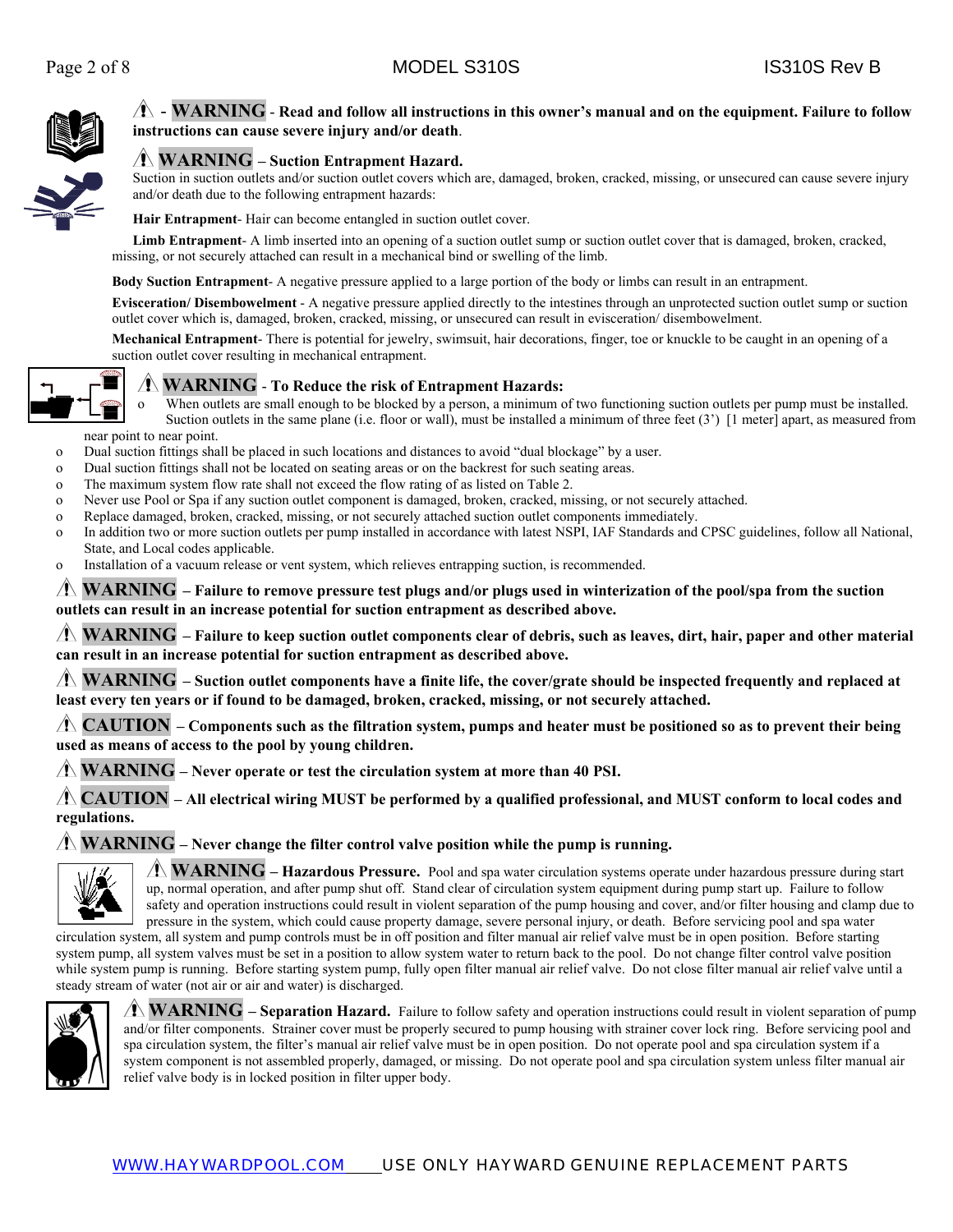⚠ - **WARNING** - **Read and follow all instructions in this owner's manual and on the equipment. Failure to follow instructions can cause severe injury and/or death**.

⚠ **WARNING – Suction Entrapment Hazard.**
Suction in suction outlets and/or suction outlet covers which are, damaged, broken, cracked, missing, or unsecured can cause severe injury and/or death due to the following entrapment hazards:

**Hair Entrapment**- Hair can become entangled in suction outlet cover.

**Limb Entrapment**- A limb inserted into an opening of a suction outlet sump or suction outlet cover that is damaged, broken, cracked, missing, or not securely attached can result in a mechanical bind or swelling of the limb.

**Body Suction Entrapment**- A negative pressure applied to a large portion of the body or limbs can result in an entrapment.

**Evisceration/ Disembowelment** - A negative pressure applied directly to the intestines through an unprotected suction outlet sump or suction outlet cover which is, damaged, broken, cracked, missing, or unsecured can result in evisceration/ disembowelment.

**Mechanical Entrapment**- There is potential for jewelry, swimsuit, hair decorations, finger, toe or knuckle to be caught in an opening of a suction outlet cover resulting in mechanical entrapment.

⚠ **WARNING** - **To Reduce the risk of Entrapment Hazards:**

- When outlets are small enough to be blocked by a person, a minimum of two functioning suction outlets per pump must be installed. Suction outlets in the same plane (i.e. floor or wall), must be installed a minimum of three feet (3') [1 meter] apart, as measured from near point to near point.
- Dual suction fittings shall be placed in such locations and distances to avoid "dual blockage" by a user.
- Dual suction fittings shall not be located on seating areas or on the backrest for such seating areas.
- The maximum system flow rate shall not exceed the flow rating of as listed on Table 2.
- Never use Pool or Spa if any suction outlet component is damaged, broken, cracked, missing, or not securely attached.
- Replace damaged, broken, cracked, missing, or not securely attached suction outlet components immediately.
- In addition two or more suction outlets per pump installed in accordance with latest NSPI, IAF Standards and CPSC guidelines, follow all National, State, and Local codes applicable.
- Installation of a vacuum release or vent system, which relieves entrapping suction, is recommended.

⚠ **WARNING – Failure to remove pressure test plugs and/or plugs used in winterization of the pool/spa from the suction outlets can result in an increase potential for suction entrapment as described above.**

⚠ **WARNING – Failure to keep suction outlet components clear of debris, such as leaves, dirt, hair, paper and other material can result in an increase potential for suction entrapment as described above.**

⚠ **WARNING – Suction outlet components have a finite life, the cover/grate should be inspected frequently and replaced at least every ten years or if found to be damaged, broken, cracked, missing, or not securely attached.**

⚠ **CAUTION – Components such as the filtration system, pumps and heater must be positioned so as to prevent their being used as means of access to the pool by young children.**

⚠ **WARNING – Never operate or test the circulation system at more than 40 PSI.**

⚠ **CAUTION – All electrical wiring MUST be performed by a qualified professional, and MUST conform to local codes and regulations.**

⚠ **WARNING – Never change the filter control valve position while the pump is running.**

⚠ **WARNING – Hazardous Pressure.** Pool and spa water circulation systems operate under hazardous pressure during start up, normal operation, and after pump shut off. Stand clear of circulation system equipment during pump start up. Failure to follow safety and operation instructions could result in violent separation of the pump housing and cover, and/or filter housing and clamp due to pressure in the system, which could cause property damage, severe personal injury, or death. Before servicing pool and spa water circulation system, all system and pump controls must be in off position and filter manual air relief valve must be in open position. Before starting system pump, all system valves must be set in a position to allow system water to return back to the pool. Do not change filter control valve position while system pump is running. Before starting system pump, fully open filter manual air relief valve. Do not close filter manual air relief valve until a steady stream of water (not air or air and water) is discharged.

⚠ **WARNING – Separation Hazard.** Failure to follow safety and operation instructions could result in violent separation of pump and/or filter components. Strainer cover must be properly secured to pump housing with strainer cover lock ring. Before servicing pool and spa circulation system, the filter's manual air relief valve must be in open position. Do not operate pool and spa circulation system if a system component is not assembled properly, damaged, or missing. Do not operate pool and spa circulation system unless filter manual air relief valve body is in locked position in filter upper body.

WWW.HAYWARDPOOL.COM USE ONLY HAYWARD GENUINE REPLACEMENT PARTS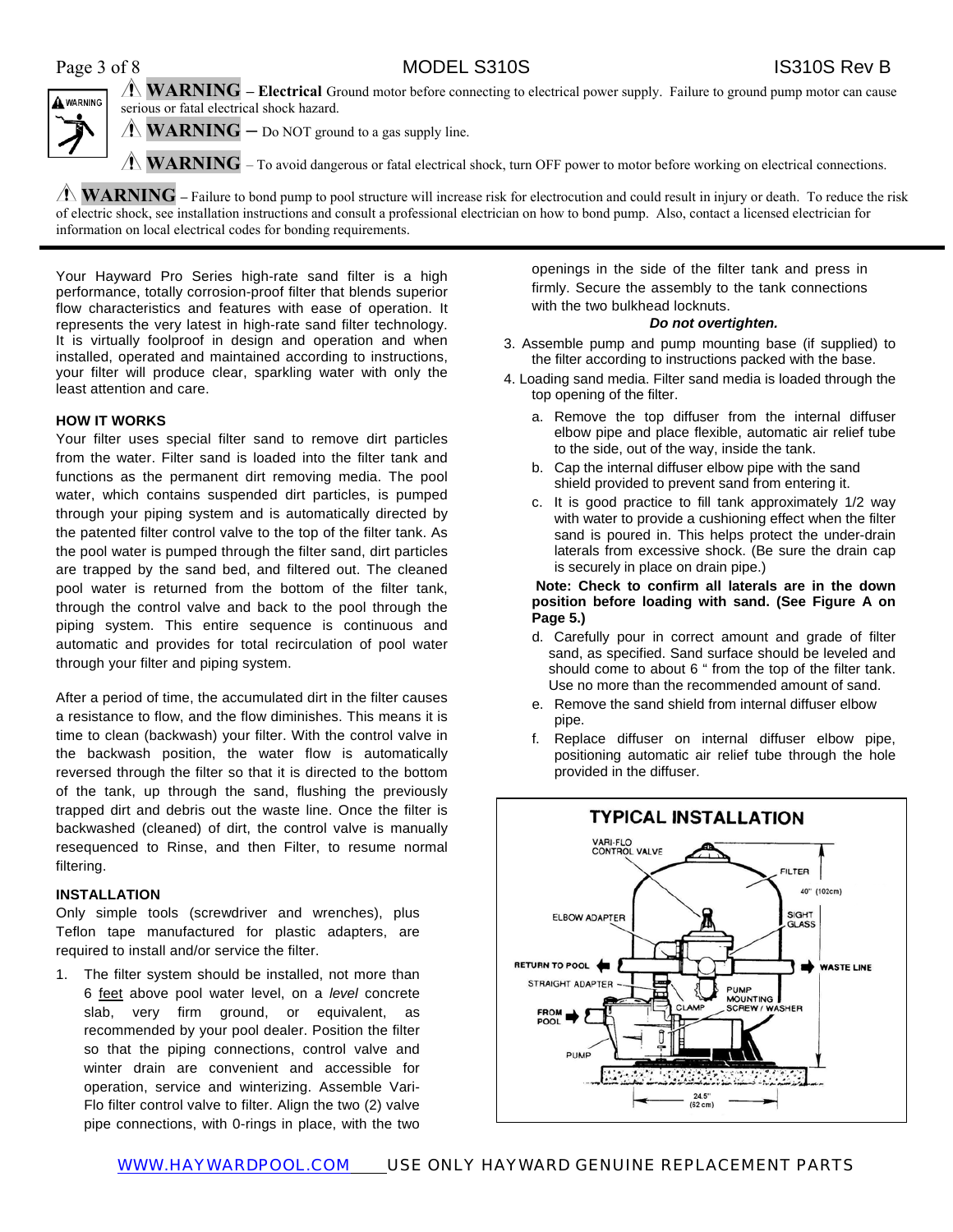⚠ **WARNING** – **Electrical** Ground motor before connecting to electrical power supply. Failure to ground pump motor can cause serious or fatal electrical shock hazard.

⚠ **WARNING** – Do NOT ground to a gas supply line.

⚠ **WARNING** – To avoid dangerous or fatal electrical shock, turn OFF power to motor before working on electrical connections.

⚠ **WARNING** – Failure to bond pump to pool structure will increase risk for electrocution and could result in injury or death. To reduce the risk of electric shock, see installation instructions and consult a professional electrician on how to bond pump. Also, contact a licensed electrician for information on local electrical codes for bonding requirements.

Your Hayward Pro Series high-rate sand filter is a high performance, totally corrosion-proof filter that blends superior flow characteristics and features with ease of operation. It represents the very latest in high-rate sand filter technology. It is virtually foolproof in design and operation and when installed, operated and maintained according to instructions, your filter will produce clear, sparkling water with only the least attention and care.

**HOW IT WORKS**

Your filter uses special filter sand to remove dirt particles from the water. Filter sand is loaded into the filter tank and functions as the permanent dirt removing media. The pool water, which contains suspended dirt particles, is pumped through your piping system and is automatically directed by the patented filter control valve to the top of the filter tank. As the pool water is pumped through the filter sand, dirt particles are trapped by the sand bed, and filtered out. The cleaned pool water is returned from the bottom of the filter tank, through the control valve and back to the pool through the piping system. This entire sequence is continuous and automatic and provides for total recirculation of pool water through your filter and piping system.

After a period of time, the accumulated dirt in the filter causes a resistance to flow, and the flow diminishes. This means it is time to clean (backwash) your filter. With the control valve in the backwash position, the water flow is automatically reversed through the filter so that it is directed to the bottom of the tank, up through the sand, flushing the previously trapped dirt and debris out the waste line. Once the filter is backwashed (cleaned) of dirt, the control valve is manually resequenced to Rinse, and then Filter, to resume normal filtering.

**INSTALLATION**

Only simple tools (screwdriver and wrenches), plus Teflon tape manufactured for plastic adapters, are required to install and/or service the filter.

1. The filter system should be installed, not more than 6 feet above pool water level, on a *level* concrete slab, very firm ground, or equivalent, as recommended by your pool dealer. Position the filter so that the piping connections, control valve and winter drain are convenient and accessible for operation, service and winterizing. Assemble Vari-Flo filter control valve to filter. Align the two (2) valve pipe connections, with 0-rings in place, with the two openings in the side of the filter tank and press in firmly. Secure the assembly to the tank connections with the two bulkhead locknuts.

   ***Do not overtighten.***

3. Assemble pump and pump mounting base (if supplied) to the filter according to instructions packed with the base.
4. Loading sand media. Filter sand media is loaded through the top opening of the filter.
   a. Remove the top diffuser from the internal diffuser elbow pipe and place flexible, automatic air relief tube to the side, out of the way, inside the tank.
   b. Cap the internal diffuser elbow pipe with the sand shield provided to prevent sand from entering it.
   c. It is good practice to fill tank approximately 1/2 way with water to provide a cushioning effect when the filter sand is poured in. This helps protect the under-drain laterals from excessive shock. (Be sure the drain cap is securely in place on drain pipe.)

   **Note: Check to confirm all laterals are in the down position before loading with sand. (See Figure A on Page 5.)**

   d. Carefully pour in correct amount and grade of filter sand, as specified. Sand surface should be leveled and should come to about 6 " from the top of the filter tank. Use no more than the recommended amount of sand.
   e. Remove the sand shield from internal diffuser elbow pipe.
   f. Replace diffuser on internal diffuser elbow pipe, positioning automatic air relief tube through the hole provided in the diffuser.

**TYPICAL INSTALLATION**

VARI-FLO CONTROL VALVE; FILTER; 40" (102cm); ELBOW ADAPTER; SIGHT GLASS; RETURN TO POOL; WASTE LINE; STRAIGHT ADAPTER; PUMP MOUNTING SCREW / WASHER; CLAMP; FROM POOL; PUMP; 24.5" (62 cm)

WWW.HAYWARDPOOL.COM USE ONLY HAYWARD GENUINE REPLACEMENT PARTS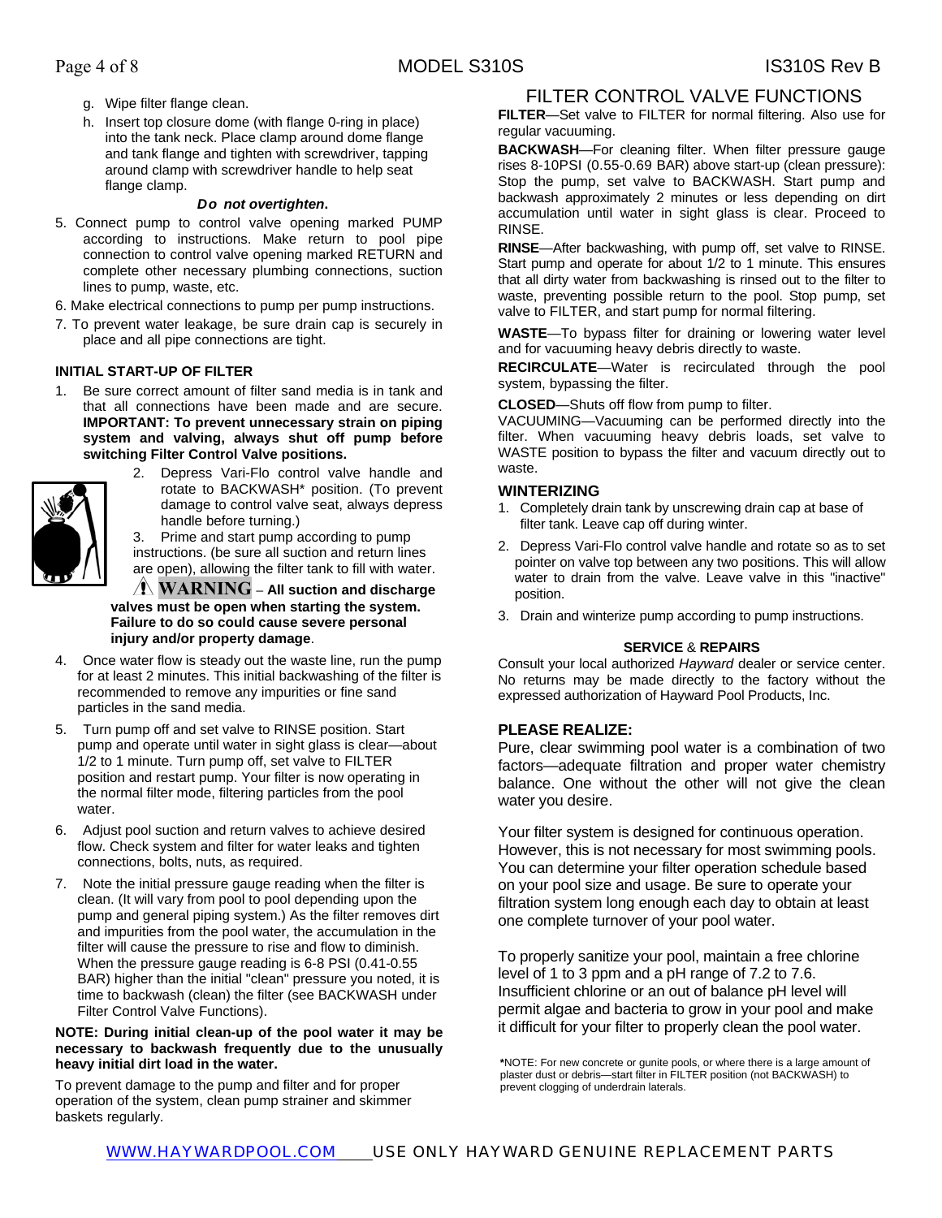g. Wipe filter flange clean.

h. Insert top closure dome (with flange 0-ring in place) into the tank neck. Place clamp around dome flange and tank flange and tighten with screwdriver, tapping around clamp with screwdriver handle to help seat flange clamp.

***Do not overtighten.***

5. Connect pump to control valve opening marked PUMP according to instructions. Make return to pool pipe connection to control valve opening marked RETURN and complete other necessary plumbing connections, suction lines to pump, waste, etc.
6. Make electrical connections to pump per pump instructions.
7. To prevent water leakage, be sure drain cap is securely in place and all pipe connections are tight.

### INITIAL START-UP OF FILTER

1. Be sure correct amount of filter sand media is in tank and that all connections have been made and are secure. **IMPORTANT: To prevent unnecessary strain on piping system and valving, always shut off pump before switching Filter Control Valve positions.**
2. Depress Vari-Flo control valve handle and rotate to BACKWASH* position. (To prevent damage to control valve seat, always depress handle before turning.)
3. Prime and start pump according to pump instructions. (be sure all suction and return lines are open), allowing the filter tank to fill with water.

   ⚠ **WARNING – All suction and discharge valves must be open when starting the system. Failure to do so could cause severe personal injury and/or property damage**.
4. Once water flow is steady out the waste line, run the pump for at least 2 minutes. This initial backwashing of the filter is recommended to remove any impurities or fine sand particles in the sand media.
5. Turn pump off and set valve to RINSE position. Start pump and operate until water in sight glass is clear—about 1/2 to 1 minute. Turn pump off, set valve to FILTER position and restart pump. Your filter is now operating in the normal filter mode, filtering particles from the pool water.
6. Adjust pool suction and return valves to achieve desired flow. Check system and filter for water leaks and tighten connections, bolts, nuts, as required.
7. Note the initial pressure gauge reading when the filter is clean. (It will vary from pool to pool depending upon the pump and general piping system.) As the filter removes dirt and impurities from the pool water, the accumulation in the filter will cause the pressure to rise and flow to diminish. When the pressure gauge reading is 6-8 PSI (0.41-0.55 BAR) higher than the initial "clean" pressure you noted, it is time to backwash (clean) the filter (see BACKWASH under Filter Control Valve Functions).

**NOTE: During initial clean-up of the pool water it may be necessary to backwash frequently due to the unusually heavy initial dirt load in the water.**

To prevent damage to the pump and filter and for proper operation of the system, clean pump strainer and skimmer baskets regularly.

## FILTER CONTROL VALVE FUNCTIONS

**FILTER**—Set valve to FILTER for normal filtering. Also use for regular vacuuming.

**BACKWASH**—For cleaning filter. When filter pressure gauge rises 8-10PSI (0.55-0.69 BAR) above start-up (clean pressure): Stop the pump, set valve to BACKWASH. Start pump and backwash approximately 2 minutes or less depending on dirt accumulation until water in sight glass is clear. Proceed to RINSE.

**RINSE**—After backwashing, with pump off, set valve to RINSE. Start pump and operate for about 1/2 to 1 minute. This ensures that all dirty water from backwashing is rinsed out to the filter to waste, preventing possible return to the pool. Stop pump, set valve to FILTER, and start pump for normal filtering.

**WASTE**—To bypass filter for draining or lowering water level and for vacuuming heavy debris directly to waste.

**RECIRCULATE**—Water is recirculated through the pool system, bypassing the filter.

**CLOSED**—Shuts off flow from pump to filter.

VACUUMING—Vacuuming can be performed directly into the filter. When vacuuming heavy debris loads, set valve to WASTE position to bypass the filter and vacuum directly out to waste.

### WINTERIZING

1. Completely drain tank by unscrewing drain cap at base of filter tank. Leave cap off during winter.
2. Depress Vari-Flo control valve handle and rotate so as to set pointer on valve top between any two positions. This will allow water to drain from the valve. Leave valve in this "inactive" position.
3. Drain and winterize pump according to pump instructions.

### SERVICE & REPAIRS

Consult your local authorized *Hayward* dealer or service center. No returns may be made directly to the factory without the expressed authorization of Hayward Pool Products, Inc.

### PLEASE REALIZE:

Pure, clear swimming pool water is a combination of two factors—adequate filtration and proper water chemistry balance. One without the other will not give the clean water you desire.

Your filter system is designed for continuous operation. However, this is not necessary for most swimming pools. You can determine your filter operation schedule based on your pool size and usage. Be sure to operate your filtration system long enough each day to obtain at least one complete turnover of your pool water.

To properly sanitize your pool, maintain a free chlorine level of 1 to 3 ppm and a pH range of 7.2 to 7.6. Insufficient chlorine or an out of balance pH level will permit algae and bacteria to grow in your pool and make it difficult for your filter to properly clean the pool water.

***NOTE**: For new concrete or gunite pools, or where there is a large amount of plaster dust or debris—start filter in FILTER position (not BACKWASH) to prevent clogging of underdrain laterals.

WWW.HAYWARDPOOL.COM USE ONLY HAYWARD GENUINE REPLACEMENT PARTS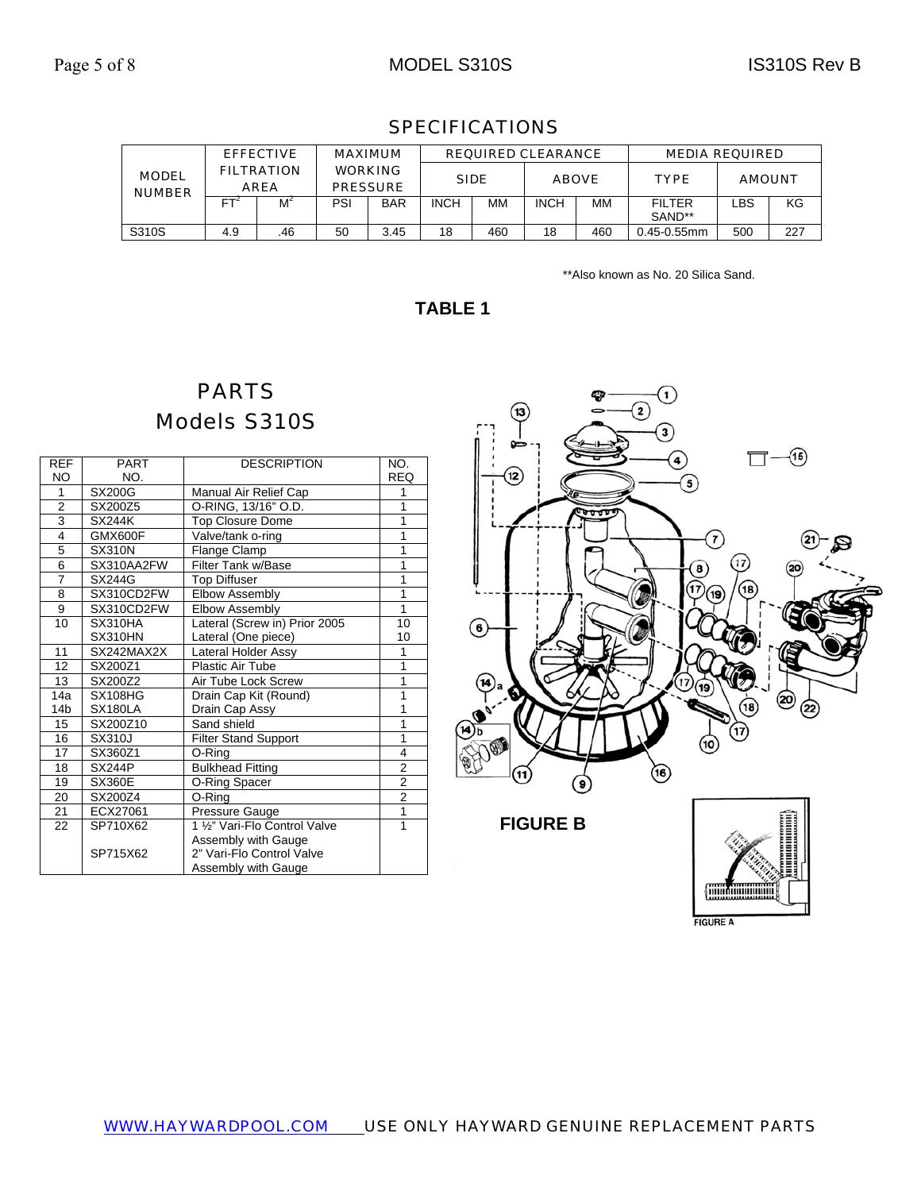## SPECIFICATIONS

| MODEL NUMBER | EFFECTIVE FILTRATION AREA | | MAXIMUM WORKING PRESSURE | | REQUIRED CLEARANCE | | | | MEDIA REQUIRED | | |
|---|---|---|---|---|---|---|---|---|---|---|---|
| | | | | | SIDE | | ABOVE | | TYPE | AMOUNT | |
| | $FT^2$ | $M^2$ | PSI | BAR | INCH | MM | INCH | MM | FILTER SAND** | LBS | KG |
| S310S | 4.9 | .46 | 50 | 3.45 | 18 | 460 | 18 | 460 | 0.45-0.55mm | 500 | 227 |

**Also known as No. 20 Silica Sand.

**TABLE 1**

## PARTS
## Models S310S

| REF NO | PART NO. | DESCRIPTION | NO. REQ |
|---|---|---|---|
| 1 | SX200G | Manual Air Relief Cap | 1 |
| 2 | SX200Z5 | O-RING, 13/16" O.D. | 1 |
| 3 | SX244K | Top Closure Dome | 1 |
| 4 | GMX600F | Valve/tank o-ring | 1 |
| 5 | SX310N | Flange Clamp | 1 |
| 6 | SX310AA2FW | Filter Tank w/Base | 1 |
| 7 | SX244G | Top Diffuser | 1 |
| 8 | SX310CD2FW | Elbow Assembly | 1 |
| 9 | SX310CD2FW | Elbow Assembly | 1 |
| 10 | SX310HA<br>SX310HN | Lateral (Screw in) Prior 2005<br>Lateral (One piece) | 10<br>10 |
| 11 | SX242MAX2X | Lateral Holder Assy | 1 |
| 12 | SX200Z1 | Plastic Air Tube | 1 |
| 13 | SX200Z2 | Air Tube Lock Screw | 1 |
| 14a<br>14b | SX108HG<br>SX180LA | Drain Cap Kit (Round)<br>Drain Cap Assy | 1<br>1 |
| 15 | SX200Z10 | Sand shield | 1 |
| 16 | SX310J | Filter Stand Support | 1 |
| 17 | SX360Z1 | O-Ring | 4 |
| 18 | SX244P | Bulkhead Fitting | 2 |
| 19 | SX360E | O-Ring Spacer | 2 |
| 20 | SX200Z4 | O-Ring | 2 |
| 21 | ECX27061 | Pressure Gauge | 1 |
| 22 | SP710X62<br><br>SP715X62 | 1 ½" Vari-Flo Control Valve Assembly with Gauge<br>2" Vari-Flo Control Valve Assembly with Gauge | 1 |

**FIGURE B**

FIGURE A

WWW.HAYWARDPOOL.COM USE ONLY HAYWARD GENUINE REPLACEMENT PARTS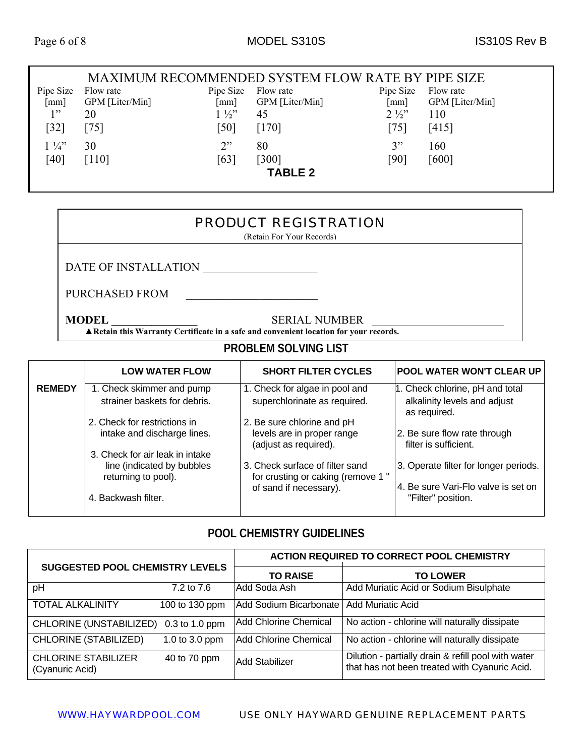## MAXIMUM RECOMMENDED SYSTEM FLOW RATE BY PIPE SIZE

| Pipe Size [mm] | Flow rate GPM [Liter/Min] | Pipe Size [mm] | Flow rate GPM [Liter/Min] | Pipe Size [mm] | Flow rate GPM [Liter/Min] |
|---|---|---|---|---|---|
| 1" [32] | 20 [75] | 1 ½" [50] | 45 [170] | 2 ½" [75] | 110 [415] |
| 1 ¼" [40] | 30 [110] | 2" [63] | 80 [300] | 3" [90] | 160 [600] |

**TABLE 2**

## PRODUCT REGISTRATION

(Retain For Your Records)

DATE OF INSTALLATION ___________________

PURCHASED FROM ______________________

**MODEL** _______________ SERIAL NUMBER ______________________

▲**Retain this Warranty Certificate in a safe and convenient location for your records.**

## PROBLEM SOLVING LIST

| | LOW WATER FLOW | SHORT FILTER CYCLES | POOL WATER WON'T CLEAR UP |
|---|---|---|---|
| **REMEDY** | 1. Check skimmer and pump strainer baskets for debris.<br>2. Check for restrictions in intake and discharge lines.<br>3. Check for air leak in intake line (indicated by bubbles returning to pool).<br>4. Backwash filter. | 1. Check for algae in pool and superchlorinate as required.<br>2. Be sure chlorine and pH levels are in proper range (adjust as required).<br>3. Check surface of filter sand for crusting or caking (remove 1 " of sand if necessary). | 1. Check chlorine, pH and total alkalinity levels and adjust as required.<br>2. Be sure flow rate through filter is sufficient.<br>3. Operate filter for longer periods.<br>4. Be sure Vari-Flo valve is set on "Filter" position. |

## POOL CHEMISTRY GUIDELINES

| SUGGESTED POOL CHEMISTRY LEVELS | | ACTION REQUIRED TO CORRECT POOL CHEMISTRY | |
|---|---|---|---|
| | | **TO RAISE** | **TO LOWER** |
| pH | 7.2 to 7.6 | Add Soda Ash | Add Muriatic Acid or Sodium Bisulphate |
| TOTAL ALKALINITY | 100 to 130 ppm | Add Sodium Bicarbonate | Add Muriatic Acid |
| CHLORINE (UNSTABILIZED) | 0.3 to 1.0 ppm | Add Chlorine Chemical | No action - chlorine will naturally dissipate |
| CHLORINE (STABILIZED) | 1.0 to 3.0 ppm | Add Chlorine Chemical | No action - chlorine will naturally dissipate |
| CHLORINE STABILIZER (Cyanuric Acid) | 40 to 70 ppm | Add Stabilizer | Dilution - partially drain & refill pool with water that has not been treated with Cyanuric Acid. |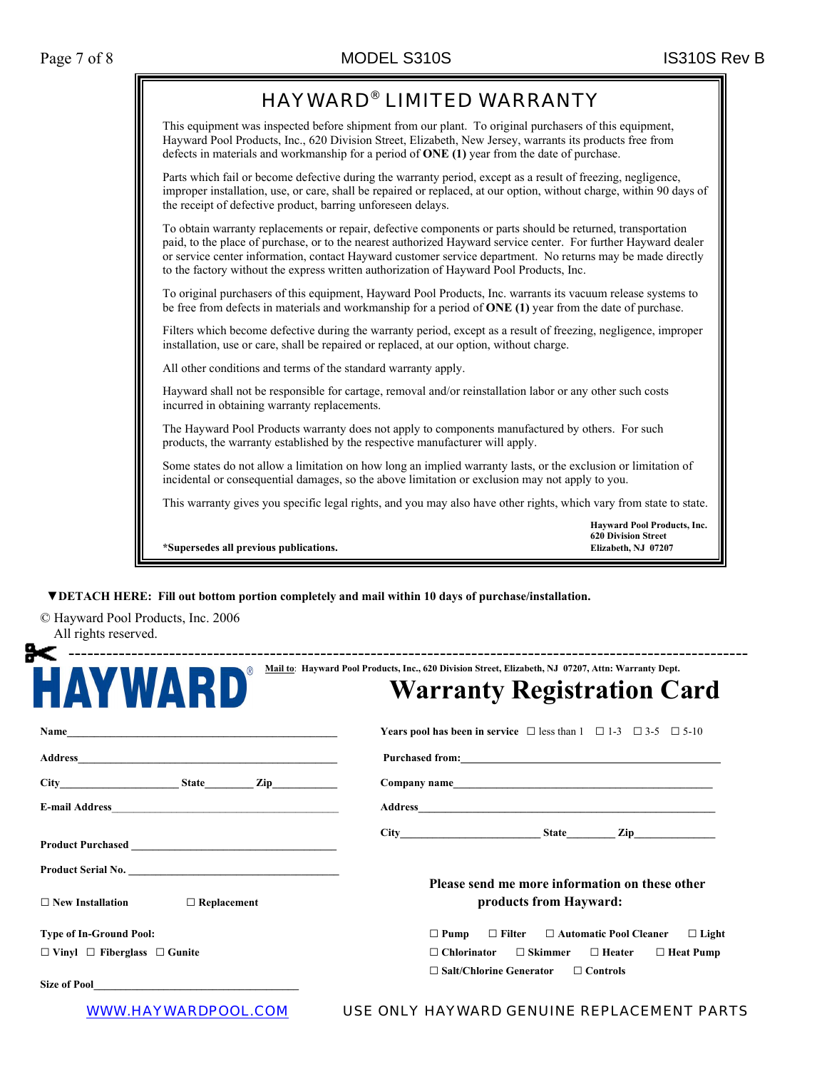# HAYWARD® LIMITED WARRANTY

This equipment was inspected before shipment from our plant. To original purchasers of this equipment, Hayward Pool Products, Inc., 620 Division Street, Elizabeth, New Jersey, warrants its products free from defects in materials and workmanship for a period of **ONE (1)** year from the date of purchase.

Parts which fail or become defective during the warranty period, except as a result of freezing, negligence, improper installation, use, or care, shall be repaired or replaced, at our option, without charge, within 90 days of the receipt of defective product, barring unforeseen delays.

To obtain warranty replacements or repair, defective components or parts should be returned, transportation paid, to the place of purchase, or to the nearest authorized Hayward service center. For further Hayward dealer or service center information, contact Hayward customer service department. No returns may be made directly to the factory without the express written authorization of Hayward Pool Products, Inc.

To original purchasers of this equipment, Hayward Pool Products, Inc. warrants its vacuum release systems to be free from defects in materials and workmanship for a period of **ONE (1)** year from the date of purchase.

Filters which become defective during the warranty period, except as a result of freezing, negligence, improper installation, use or care, shall be repaired or replaced, at our option, without charge.

All other conditions and terms of the standard warranty apply.

Hayward shall not be responsible for cartage, removal and/or reinstallation labor or any other such costs incurred in obtaining warranty replacements.

The Hayward Pool Products warranty does not apply to components manufactured by others. For such products, the warranty established by the respective manufacturer will apply.

Some states do not allow a limitation on how long an implied warranty lasts, or the exclusion or limitation of incidental or consequential damages, so the above limitation or exclusion may not apply to you.

This warranty gives you specific legal rights, and you may also have other rights, which vary from state to state.

**Hayward Pool Products, Inc.**
**620 Division Street**
**Elizabeth, NJ 07207**

***Supersedes all previous publications.**

▼**DETACH HERE: Fill out bottom portion completely and mail within 10 days of purchase/installation.**

© Hayward Pool Products, Inc. 2006
All rights reserved.

---

**HAYWARD®**

**Mail to**: **Hayward Pool Products, Inc., 620 Division Street, Elizabeth, NJ 07207, Attn: Warranty Dept.**

# Warranty Registration Card

**Name**\_\_\_\_\_\_\_\_\_\_\_\_\_\_\_\_\_\_\_\_\_\_\_\_\_\_\_\_\_\_\_\_\_\_\_\_\_\_\_\_

**Address**\_\_\_\_\_\_\_\_\_\_\_\_\_\_\_\_\_\_\_\_\_\_\_\_\_\_\_\_\_\_\_\_\_\_\_\_\_\_\_\_

**City**\_\_\_\_\_\_\_\_\_\_\_\_\_\_\_\_ **State**\_\_\_\_\_\_\_ **Zip**\_\_\_\_\_\_\_\_\_\_

**E-mail Address**\_\_\_\_\_\_\_\_\_\_\_\_\_\_\_\_\_\_\_\_\_\_\_\_\_\_\_\_\_\_\_\_\_\_

**Product Purchased** \_\_\_\_\_\_\_\_\_\_\_\_\_\_\_\_\_\_\_\_\_\_\_\_\_\_\_\_\_\_

**Product Serial No.** \_\_\_\_\_\_\_\_\_\_\_\_\_\_\_\_\_\_\_\_\_\_\_\_\_\_\_\_\_\_

☐ **New Installation** ☐ **Replacement**

**Type of In-Ground Pool:**
☐ **Vinyl** ☐ **Fiberglass** ☐ **Gunite**

**Size of Pool**\_\_\_\_\_\_\_\_\_\_\_\_\_\_\_\_\_\_\_\_\_\_\_\_\_\_\_\_\_\_

**Years pool has been in service** ☐ less than 1 ☐ 1-3 ☐ 3-5 ☐ 5-10

**Purchased from:**\_\_\_\_\_\_\_\_\_\_\_\_\_\_\_\_\_\_\_\_\_\_\_\_\_\_\_\_\_\_\_\_\_\_\_\_\_\_

**Company name**\_\_\_\_\_\_\_\_\_\_\_\_\_\_\_\_\_\_\_\_\_\_\_\_\_\_\_\_\_\_\_\_\_\_\_\_\_\_

**Address**\_\_\_\_\_\_\_\_\_\_\_\_\_\_\_\_\_\_\_\_\_\_\_\_\_\_\_\_\_\_\_\_\_\_\_\_\_\_\_\_\_\_\_

**City**\_\_\_\_\_\_\_\_\_\_\_\_\_\_\_\_\_\_ **State**\_\_\_\_\_\_\_ **Zip**\_\_\_\_\_\_\_\_\_\_

**Please send me more information on these other products from Hayward:**

☐ **Pump** ☐ **Filter** ☐ **Automatic Pool Cleaner** ☐ **Light**
☐ **Chlorinator** ☐ **Skimmer** ☐ **Heater** ☐ **Heat Pump**
☐ **Salt/Chlorine Generator** ☐ **Controls**

WWW.HAYWARDPOOL.COM USE ONLY HAYWARD GENUINE REPLACEMENT PARTS